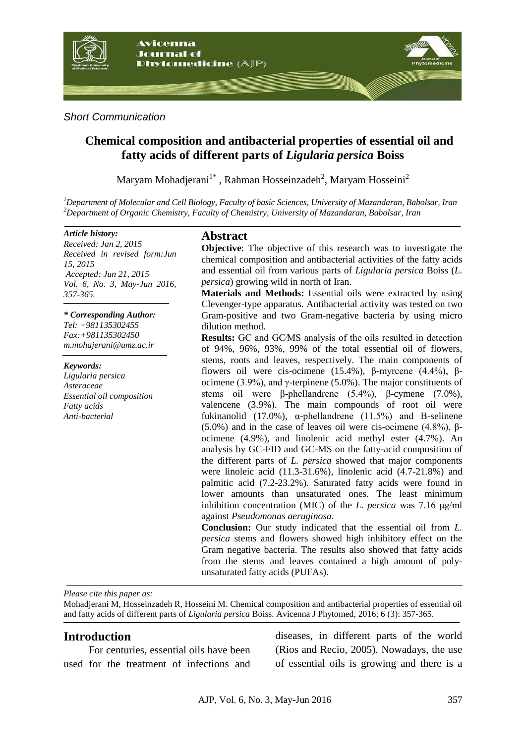*Short Communication*

# Chemical composition and antibacterial properties of essential oil and fatty acids of different parts of *Ligularia persica* Boiss

Maryam Mohadjerani[1*], Rahman Hosseinzadeh[2], Maryam Hosseini[2]

[1]*Department of Molecular and Cell Biology, Faculty of basic Sciences, University of Mazandaran, Babolsar, Iran*
[2]*Department of Organic Chemistry, Faculty of Chemistry, University of Mazandaran, Babolsar, Iran*

***Article history:***
*Received: Jan 2, 2015*
*Received in revised form:Jun 15, 2015*
*Accepted: Jun 21, 2015*
*Vol. 6, No. 3, May-Jun 2016, 357-365.*

***\* Corresponding Author:***
*Tel: +981135302455*
*Fax:+981135302450*
*m.mohajerani@umz.ac.ir*

***Keywords:***
*Ligularia persica*
*Asteraceae*
*Essential oil composition*
*Fatty acids*
*Anti-bacterial*

## Abstract

**Objective**: The objective of this research was to investigate the chemical composition and antibacterial activities of the fatty acids and essential oil from various parts of *Ligularia persica* Boiss (*L. persica*) growing wild in north of Iran.

**Materials and Methods:** Essential oils were extracted by using Clevenger-type apparatus. Antibacterial activity was tested on two Gram-positive and two Gram-negative bacteria by using micro dilution method.

**Results:** GC and GC/MS analysis of the oils resulted in detection of 94%, 96%, 93%, 99% of the total essential oil of flowers, stems, roots and leaves, respectively. The main components of flowers oil were cis-ocimene (15.4%), β-myrcene (4.4%), β-ocimene (3.9%), and γ-terpinene (5.0%). The major constituents of stems oil were β-phellandrene (5.4%), β-cymene (7.0%), valencene (3.9%). The main compounds of root oil were fukinanolid (17.0%), α-phellandrene (11.5%) and B-selinene (5.0%) and in the case of leaves oil were cis-ocimene (4.8%), β-ocimene (4.9%), and linolenic acid methyl ester (4.7%). An analysis by GC-FID and GC-MS on the fatty-acid composition of the different parts of *L. persica* showed that major components were linoleic acid (11.3-31.6%), linolenic acid (4.7-21.8%) and palmitic acid (7.2-23.2%). Saturated fatty acids were found in lower amounts than unsaturated ones. The least minimum inhibition concentration (MIC) of the *L. persica* was 7.16 μg/ml against *Pseudomonas aeruginosa*.

**Conclusion:** Our study indicated that the essential oil from *L. persica* stems and flowers showed high inhibitory effect on the Gram negative bacteria. The results also showed that fatty acids from the stems and leaves contained a high amount of poly-unsaturated fatty acids (PUFAs).

*Please cite this paper as:*
Mohadjerani M, Hosseinzadeh R, Hosseini M. Chemical composition and antibacterial properties of essential oil and fatty acids of different parts of *Ligularia persica* Boiss. Avicenna J Phytomed, 2016; 6 (3): 357-365.

## Introduction

For centuries, essential oils have been used for the treatment of infections and diseases, in different parts of the world (Rios and Recio, 2005). Nowadays, the use of essential oils is growing and there is a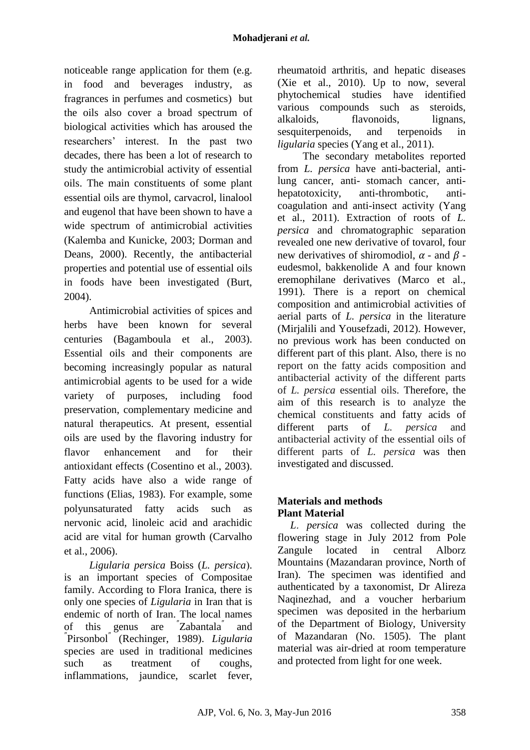noticeable range application for them (e.g. in food and beverages industry, as fragrances in perfumes and cosmetics) but the oils also cover a broad spectrum of biological activities which has aroused the researchers' interest. In the past two decades, there has been a lot of research to study the antimicrobial activity of essential oils. The main constituents of some plant essential oils are thymol, carvacrol, linalool and eugenol that have been shown to have a wide spectrum of antimicrobial activities (Kalemba and Kunicke, 2003; Dorman and Deans, 2000). Recently, the antibacterial properties and potential use of essential oils in foods have been investigated (Burt, 2004).

Antimicrobial activities of spices and herbs have been known for several centuries (Bagamboula et al., 2003). Essential oils and their components are becoming increasingly popular as natural antimicrobial agents to be used for a wide variety of purposes, including food preservation, complementary medicine and natural therapeutics. At present, essential oils are used by the flavoring industry for flavor enhancement and for their antioxidant effects (Cosentino et al., 2003). Fatty acids have also a wide range of functions (Elias, 1983). For example, some polyunsaturated fatty acids such as nervonic acid, linoleic acid and arachidic acid are vital for human growth (Carvalho et al., 2006).

*Ligularia persica* Boiss (*L. persica*). is an important species of Compositae family. According to Flora Iranica, there is only one species of *Ligularia* in Iran that is endemic of north of Iran. The local names of this genus are "Zabantala" and "Pirsonbol" (Rechinger, 1989). *Ligularia* species are used in traditional medicines such as treatment of coughs, inflammations, jaundice, scarlet fever, rheumatoid arthritis, and hepatic diseases (Xie et al., 2010). Up to now, several phytochemical studies have identified various compounds such as steroids, alkaloids, flavonoids, lignans, sesquiterpenoids, and terpenoids in *ligularia* species (Yang et al., 2011).

The secondary metabolites reported from *L. persica* have anti-bacterial, anti-lung cancer, anti- stomach cancer, anti-hepatotoxicity, anti-thrombotic, anti-coagulation and anti-insect activity (Yang et al., 2011). Extraction of roots of *L. persica* and chromatographic separation revealed one new derivative of tovarol, four new derivatives of shiromodiol, $\alpha$ - and $\beta$ -eudesmol, bakkenolide A and four known eremophilane derivatives (Marco et al., 1991). There is a report on chemical composition and antimicrobial activities of aerial parts of *L. persica* in the literature (Mirjalili and Yousefzadi, 2012). However, no previous work has been conducted on different part of this plant. Also, there is no report on the fatty acids composition and antibacterial activity of the different parts of *L. persica* essential oils. Therefore, the aim of this research is to analyze the chemical constituents and fatty acids of different parts of *L. persica* and antibacterial activity of the essential oils of different parts of *L. persica* was then investigated and discussed.

## Materials and methods

### Plant Material

*L. persica* was collected during the flowering stage in July 2012 from Pole Zangule located in central Alborz Mountains (Mazandaran province, North of Iran). The specimen was identified and authenticated by a taxonomist, Dr Alireza Naqinezhad, and a voucher herbarium specimen was deposited in the herbarium of the Department of Biology, University of Mazandaran (No. 1505). The plant material was air-dried at room temperature and protected from light for one week.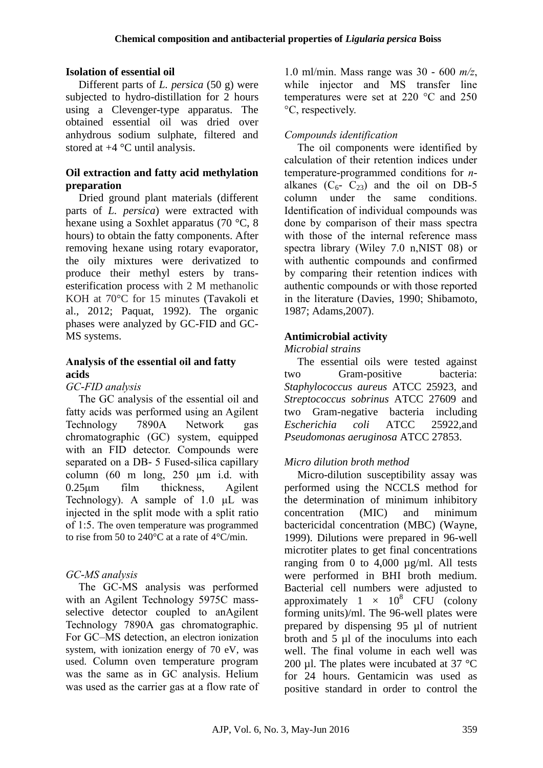### Isolation of essential oil

Different parts of *L. persica* (50 g) were subjected to hydro-distillation for 2 hours using a Clevenger-type apparatus. The obtained essential oil was dried over anhydrous sodium sulphate, filtered and stored at +4 °C until analysis.

### Oil extraction and fatty acid methylation preparation

Dried ground plant materials (different parts of *L. persica*) were extracted with hexane using a Soxhlet apparatus (70 °C, 8 hours) to obtain the fatty components. After removing hexane using rotary evaporator, the oily mixtures were derivatized to produce their methyl esters by trans-esterification process with 2 M methanolic KOH at 70°C for 15 minutes (Tavakoli et al., 2012; Paquat, 1992). The organic phases were analyzed by GC-FID and GC-MS systems.

### Analysis of the essential oil and fatty acids

*GC-FID analysis*

The GC analysis of the essential oil and fatty acids was performed using an Agilent Technology 7890A Network gas chromatographic (GC) system, equipped with an FID detector. Compounds were separated on a DB- 5 Fused-silica capillary column (60 m long, 250 μm i.d. with 0.25μm film thickness, Agilent Technology). A sample of 1.0 μL was injected in the split mode with a split ratio of 1:5. The oven temperature was programmed to rise from 50 to 240°C at a rate of 4°C/min.

*GC-MS analysis*

The GC-MS analysis was performed with an Agilent Technology 5975C mass-selective detector coupled to anAgilent Technology 7890A gas chromatographic. For GC–MS detection, an electron ionization system, with ionization energy of 70 eV, was used. Column oven temperature program was the same as in GC analysis. Helium was used as the carrier gas at a flow rate of 1.0 ml/min. Mass range was 30 - 600 *m/z*, while injector and MS transfer line temperatures were set at 220 °C and 250 °C, respectively.

*Compounds identification*

The oil components were identified by calculation of their retention indices under temperature-programmed conditions for *n*-alkanes ($C_6$- $C_{23}$) and the oil on DB-5 column under the same conditions. Identification of individual compounds was done by comparison of their mass spectra with those of the internal reference mass spectra library (Wiley 7.0 n,NIST 08) or with authentic compounds and confirmed by comparing their retention indices with authentic compounds or with those reported in the literature (Davies, 1990; Shibamoto, 1987; Adams,2007).

### Antimicrobial activity

*Microbial strains*

The essential oils were tested against two Gram-positive bacteria: *Staphylococcus aureus* ATCC 25923, and *Streptococcus sobrinus* ATCC 27609 and two Gram-negative bacteria including *Escherichia coli* ATCC 25922,and *Pseudomonas aeruginosa* ATCC 27853.

*Micro dilution broth method*

Micro-dilution susceptibility assay was performed using the NCCLS method for the determination of minimum inhibitory concentration (MIC) and minimum bactericidal concentration (MBC) (Wayne, 1999). Dilutions were prepared in 96-well microtiter plates to get final concentrations ranging from 0 to 4,000 µg/ml. All tests were performed in BHI broth medium. Bacterial cell numbers were adjusted to approximately $1 \times 10^8$ CFU (colony forming units)/ml. The 96-well plates were prepared by dispensing 95 µl of nutrient broth and 5 µl of the inoculums into each well. The final volume in each well was 200 µl. The plates were incubated at 37 °C for 24 hours. Gentamicin was used as positive standard in order to control the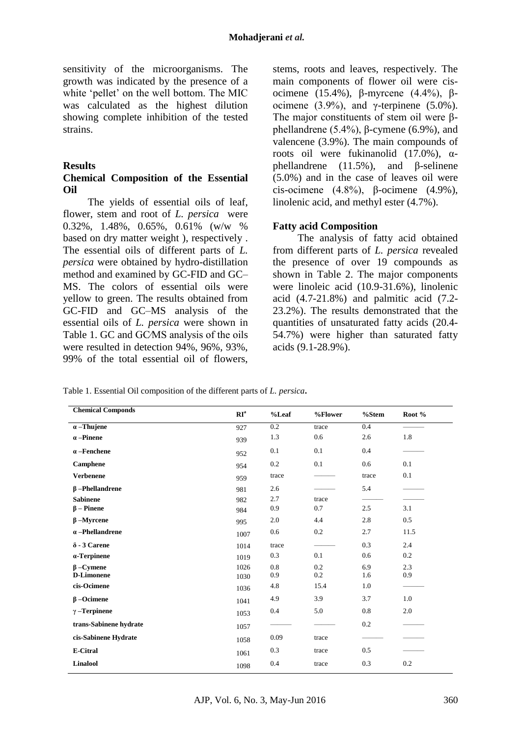sensitivity of the microorganisms. The growth was indicated by the presence of a white 'pellet' on the well bottom. The MIC was calculated as the highest dilution showing complete inhibition of the tested strains.

## Results

### Chemical Composition of the Essential Oil

The yields of essential oils of leaf, flower, stem and root of *L. persica* were 0.32%, 1.48%, 0.65%, 0.61% (w/w % based on dry matter weight ), respectively . The essential oils of different parts of *L. persica* were obtained by hydro-distillation method and examined by GC-FID and GC–MS. The colors of essential oils were yellow to green. The results obtained from GC-FID and GC–MS analysis of the essential oils of *L. persica* were shown in Table 1. GC and GC/MS analysis of the oils were resulted in detection 94%, 96%, 93%, 99% of the total essential oil of flowers, stems, roots and leaves, respectively. The main components of flower oil were cis-ocimene (15.4%), β-myrcene (4.4%), β-ocimene (3.9%), and γ-terpinene (5.0%). The major constituents of stem oil were β-phellandrene (5.4%), β-cymene (6.9%), and valencene (3.9%). The main compounds of roots oil were fukinanolid (17.0%), α-phellandrene (11.5%), and β-selinene (5.0%) and in the case of leaves oil were cis-ocimene (4.8%), β-ocimene (4.9%), linolenic acid, and methyl ester (4.7%).

### Fatty acid Composition

The analysis of fatty acid obtained from different parts of *L. persica* revealed the presence of over 19 compounds as shown in Table 2. The major components were linoleic acid (10.9-31.6%), linolenic acid (4.7-21.8%) and palmitic acid (7.2-23.2%). The results demonstrated that the quantities of unsaturated fatty acids (20.4-54.7%) were higher than saturated fatty acids (9.1-28.9%).

Table 1. Essential Oil composition of the different parts of *L. persica*.

| Chemical Componds | RI[a] | %Leaf | %Flower | %Stem | Root % |
|---|---|---|---|---|---|
| α –Thujene | 927 | 0.2 | trace | 0.4 | ——— |
| α –Pinene | 939 | 1.3 | 0.6 | 2.6 | 1.8 |
| α –Fenchene | 952 | 0.1 | 0.1 | 0.4 | ——— |
| Camphene | 954 | 0.2 | 0.1 | 0.6 | 0.1 |
| Verbenene | 959 | trace | ——— | trace | 0.1 |
| β –Phellandrene | 981 | 2.6 | ——— | 5.4 | ——— |
| Sabinene | 982 | 2.7 | trace | ——— | ——— |
| β – Pinene | 984 | 0.9 | 0.7 | 2.5 | 3.1 |
| β –Myrcene | 995 | 2.0 | 4.4 | 2.8 | 0.5 |
| α –Phellandrene | 1007 | 0.6 | 0.2 | 2.7 | 11.5 |
| δ - 3 Carene | 1014 | trace | ——— | 0.3 | 2.4 |
| α-Terpinene | 1019 | 0.3 | 0.1 | 0.6 | 0.2 |
| β –Cymene | 1026 | 0.8 | 0.2 | 6.9 | 2.3 |
| D-Limonene | 1030 | 0.9 | 0.2 | 1.6 | 0.9 |
| cis-Ocimene | 1036 | 4.8 | 15.4 | 1.0 | ——— |
| β –Ocimene | 1041 | 4.9 | 3.9 | 3.7 | 1.0 |
| γ –Terpinene | 1053 | 0.4 | 5.0 | 0.8 | 2.0 |
| trans-Sabinene hydrate | 1057 | ——— | ——— | 0.2 | ——— |
| cis-Sabinene Hydrate | 1058 | 0.09 | trace | ——— | ——— |
| E-Citral | 1061 | 0.3 | trace | 0.5 | ——— |
| Linalool | 1098 | 0.4 | trace | 0.3 | 0.2 |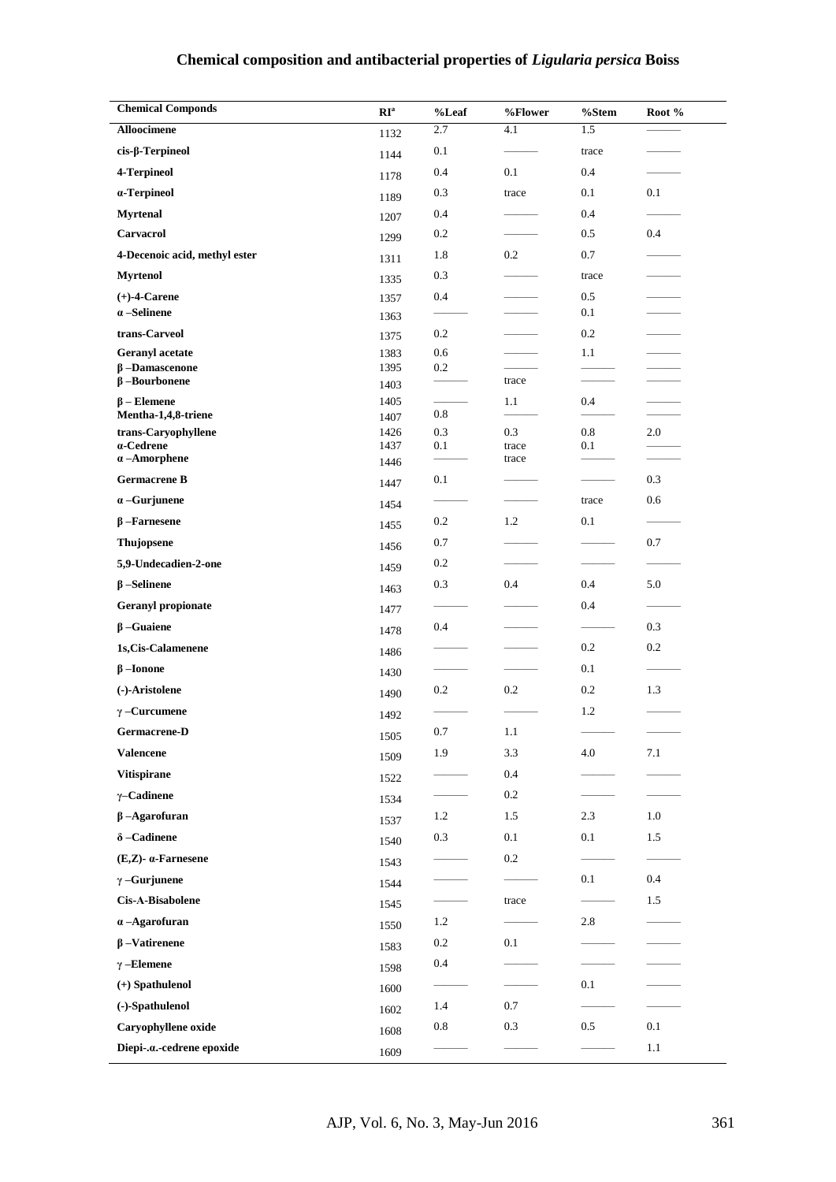| Chemical Componds | RI[a] | %Leaf | %Flower | %Stem | Root % |
|---|---|---|---|---|---|
| Alloocimene | 1132 | 2.7 | 4.1 | 1.5 | ——— |
| cis-β-Terpineol | 1144 | 0.1 | ——— | trace | ——— |
| 4-Terpineol | 1178 | 0.4 | 0.1 | 0.4 | ——— |
| α-Terpineol | 1189 | 0.3 | trace | 0.1 | 0.1 |
| Myrtenal | 1207 | 0.4 | ——— | 0.4 | ——— |
| Carvacrol | 1299 | 0.2 | ——— | 0.5 | 0.4 |
| 4-Decenoic acid, methyl ester | 1311 | 1.8 | 0.2 | 0.7 | ——— |
| Myrtenol | 1335 | 0.3 | ——— | trace | ——— |
| (+)-4-Carene | 1357 | 0.4 | ——— | 0.5 | ——— |
| α –Selinene | 1363 | ——— | ——— | 0.1 | ——— |
| trans-Carveol | 1375 | 0.2 | ——— | 0.2 | ——— |
| Geranyl acetate | 1383 | 0.6 | ——— | 1.1 | ——— |
| β –Damascenone | 1395 | 0.2 | ——— | ——— | ——— |
| β –Bourbonene | 1403 | ——— | trace | ——— | ——— |
| β – Elemene | 1405 | ——— | 1.1 | 0.4 | ——— |
| Mentha-1,4,8-triene | 1407 | 0.8 | ——— | ——— | ——— |
| trans-Caryophyllene | 1426 | 0.3 | 0.3 | 0.8 | 2.0 |
| α-Cedrene | 1437 | 0.1 | trace | 0.1 | ——— |
| α –Amorphene | 1446 | ——— | trace | ——— | ——— |
| Germacrene B | 1447 | 0.1 | ——— | ——— | 0.3 |
| α –Gurjunene | 1454 | ——— | ——— | trace | 0.6 |
| β –Farnesene | 1455 | 0.2 | 1.2 | 0.1 | ——— |
| Thujopsene | 1456 | 0.7 | ——— | ——— | 0.7 |
| 5,9-Undecadien-2-one | 1459 | 0.2 | ——— | ——— | ——— |
| β –Selinene | 1463 | 0.3 | 0.4 | 0.4 | 5.0 |
| Geranyl propionate | 1477 | ——— | ——— | 0.4 | ——— |
| β –Guaiene | 1478 | 0.4 | ——— | ——— | 0.3 |
| 1s,Cis-Calamenene | 1486 | ——— | ——— | 0.2 | 0.2 |
| β –Ionone | 1430 | ——— | ——— | 0.1 | ——— |
| (-)-Aristolene | 1490 | 0.2 | 0.2 | 0.2 | 1.3 |
| γ –Curcumene | 1492 | ——— | ——— | 1.2 | ——— |
| Germacrene-D | 1505 | 0.7 | 1.1 | ——— | ——— |
| Valencene | 1509 | 1.9 | 3.3 | 4.0 | 7.1 |
| Vitispirane | 1522 | ——— | 0.4 | ——— | ——— |
| γ–Cadinene | 1534 | ——— | 0.2 | ——— | ——— |
| β –Agarofuran | 1537 | 1.2 | 1.5 | 2.3 | 1.0 |
| δ –Cadinene | 1540 | 0.3 | 0.1 | 0.1 | 1.5 |
| (E,Z)- α-Farnesene | 1543 | ——— | 0.2 | ——— | ——— |
| γ –Gurjunene | 1544 | ——— | ——— | 0.1 | 0.4 |
| Cis-A-Bisabolene | 1545 | ——— | trace | ——— | 1.5 |
| α –Agarofuran | 1550 | 1.2 | ——— | 2.8 | ——— |
| β –Vatirenene | 1583 | 0.2 | 0.1 | ——— | ——— |
| γ –Elemene | 1598 | 0.4 | ——— | ——— | ——— |
| (+) Spathulenol | 1600 | ——— | ——— | 0.1 | ——— |
| (-)-Spathulenol | 1602 | 1.4 | 0.7 | ——— | ——— |
| Caryophyllene oxide | 1608 | 0.8 | 0.3 | 0.5 | 0.1 |
| Diepi-.α.-cedrene epoxide | 1609 | ——— | ——— | ——— | 1.1 |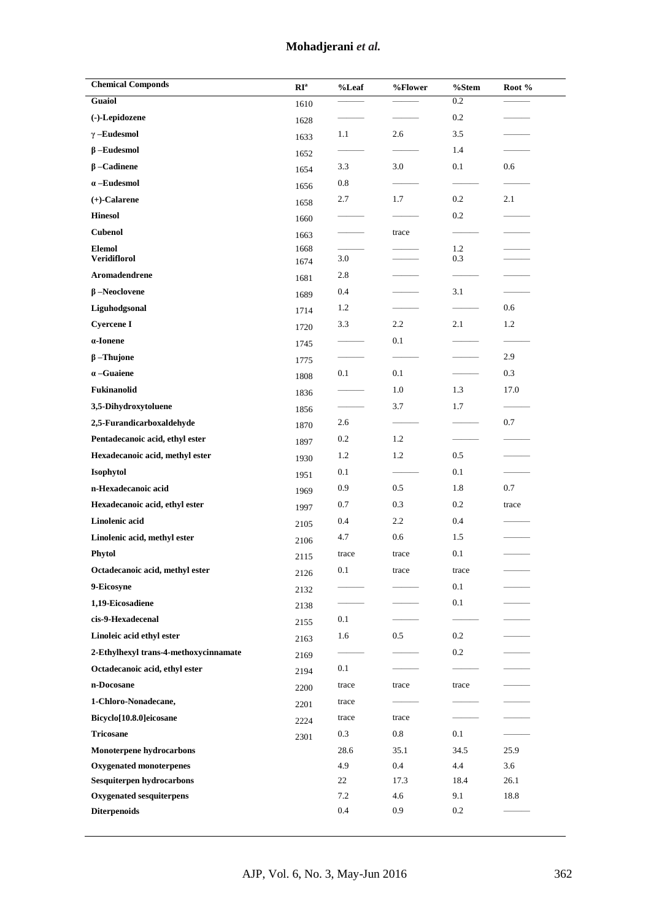| Chemical Componds | RI[a] | %Leaf | %Flower | %Stem | Root % |
|---|---|---|---|---|---|
| **Guaiol** | 1610 | ——— | ——— | 0.2 | ——— |
| **(-)-Lepidozene** | 1628 | ——— | ——— | 0.2 | ——— |
| **γ –Eudesmol** | 1633 | 1.1 | 2.6 | 3.5 | ——— |
| **β –Eudesmol** | 1652 | ——— | ——— | 1.4 | ——— |
| **β –Cadinene** | 1654 | 3.3 | 3.0 | 0.1 | 0.6 |
| **α –Eudesmol** | 1656 | 0.8 | ——— | ——— | ——— |
| **(+)-Calarene** | 1658 | 2.7 | 1.7 | 0.2 | 2.1 |
| **Hinesol** | 1660 | ——— | ——— | 0.2 | ——— |
| **Cubenol** | 1663 | ——— | trace | ——— | ——— |
| **Elemol** | 1668 | ——— | ——— | 1.2 | ——— |
| **Veridiflorol** | 1674 | 3.0 | ——— | 0.3 | ——— |
| **Aromadendrene** | 1681 | 2.8 | ——— | ——— | ——— |
| **β –Neoclovene** | 1689 | 0.4 | ——— | 3.1 | ——— |
| **Liguhodgsonal** | 1714 | 1.2 | ——— | ——— | 0.6 |
| **Cyercene I** | 1720 | 3.3 | 2.2 | 2.1 | 1.2 |
| **α-Ionene** | 1745 | ——— | 0.1 | ——— | ——— |
| **β –Thujone** | 1775 | ——— | ——— | ——— | 2.9 |
| **α –Guaiene** | 1808 | 0.1 | 0.1 | ——— | 0.3 |
| **Fukinanolid** | 1836 | ——— | 1.0 | 1.3 | 17.0 |
| **3,5-Dihydroxytoluene** | 1856 | ——— | 3.7 | 1.7 | ——— |
| **2,5-Furandicarboxaldehyde** | 1870 | 2.6 | ——— | ——— | 0.7 |
| **Pentadecanoic acid, ethyl ester** | 1897 | 0.2 | 1.2 | ——— | ——— |
| **Hexadecanoic acid, methyl ester** | 1930 | 1.2 | 1.2 | 0.5 | ——— |
| **Isophytol** | 1951 | 0.1 | ——— | 0.1 | ——— |
| **n-Hexadecanoic acid** | 1969 | 0.9 | 0.5 | 1.8 | 0.7 |
| **Hexadecanoic acid, ethyl ester** | 1997 | 0.7 | 0.3 | 0.2 | trace |
| **Linolenic acid** | 2105 | 0.4 | 2.2 | 0.4 | ——— |
| **Linolenic acid, methyl ester** | 2106 | 4.7 | 0.6 | 1.5 | ——— |
| **Phytol** | 2115 | trace | trace | 0.1 | ——— |
| **Octadecanoic acid, methyl ester** | 2126 | 0.1 | trace | trace | ——— |
| **9-Eicosyne** | 2132 | ——— | ——— | 0.1 | ——— |
| **1,19-Eicosadiene** | 2138 | ——— | ——— | 0.1 | ——— |
| **cis-9-Hexadecenal** | 2155 | 0.1 | ——— | ——— | ——— |
| **Linoleic acid ethyl ester** | 2163 | 1.6 | 0.5 | 0.2 | ——— |
| **2-Ethylhexyl trans-4-methoxycinnamate** | 2169 | ——— | ——— | 0.2 | ——— |
| **Octadecanoic acid, ethyl ester** | 2194 | 0.1 | ——— | ——— | ——— |
| **n-Docosane** | 2200 | trace | trace | trace | ——— |
| **1-Chloro-Nonadecane,** | 2201 | trace | ——— | ——— | ——— |
| **Bicyclo[10.8.0]eicosane** | 2224 | trace | trace | ——— | ——— |
| **Tricosane** | 2301 | 0.3 | 0.8 | 0.1 | ——— |
| **Monoterpene hydrocarbons** | | 28.6 | 35.1 | 34.5 | 25.9 |
| **Oxygenated monoterpenes** | | 4.9 | 0.4 | 4.4 | 3.6 |
| **Sesquiterpen hydrocarbons** | | 22 | 17.3 | 18.4 | 26.1 |
| **Oxygenated sesquiterpens** | | 7.2 | 4.6 | 9.1 | 18.8 |
| **Diterpenoids** | | 0.4 | 0.9 | 0.2 | ——— |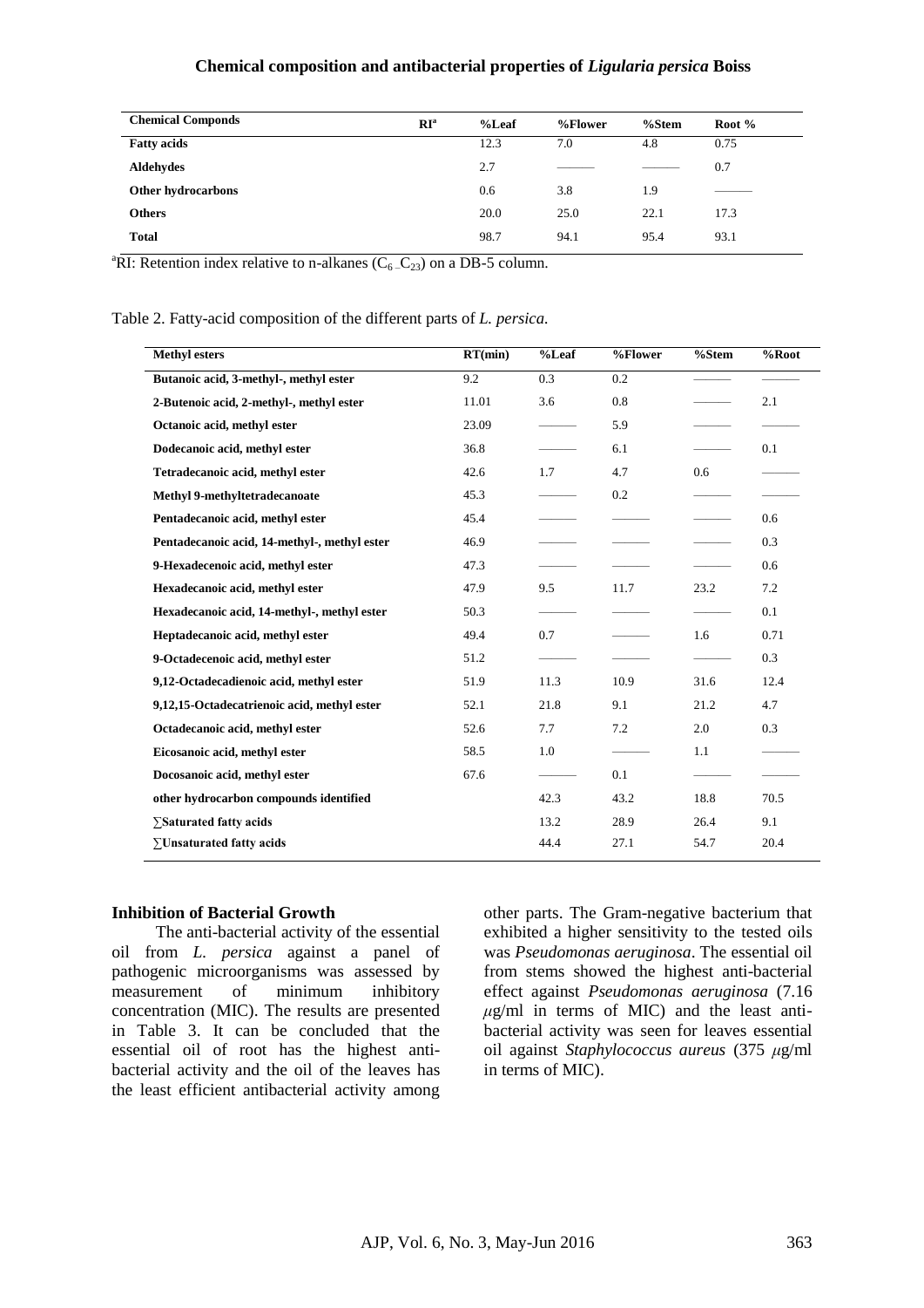| Chemical Componds | RI[a] | %Leaf | %Flower | %Stem | Root % |
|---|---|---|---|---|---|
| **Fatty acids** | | 12.3 | 7.0 | 4.8 | 0.75 |
| **Aldehydes** | | 2.7 | ——— | ——— | 0.7 |
| **Other hydrocarbons** | | 0.6 | 3.8 | 1.9 | ——— |
| **Others** | | 20.0 | 25.0 | 22.1 | 17.3 |
| **Total** | | 98.7 | 94.1 | 95.4 | 93.1 |

[a]RI: Retention index relative to n-alkanes ($C_6$ – $C_{23}$) on a DB-5 column.

Table 2. Fatty-acid composition of the different parts of *L. persica.*

| Methyl esters | RT(min) | %Leaf | %Flower | %Stem | %Root |
|---|---|---|---|---|---|
| **Butanoic acid, 3-methyl-, methyl ester** | 9.2 | 0.3 | 0.2 | ——— | ——— |
| **2-Butenoic acid, 2-methyl-, methyl ester** | 11.01 | 3.6 | 0.8 | ——— | 2.1 |
| **Octanoic acid, methyl ester** | 23.09 | ——— | 5.9 | ——— | ——— |
| **Dodecanoic acid, methyl ester** | 36.8 | ——— | 6.1 | ——— | 0.1 |
| **Tetradecanoic acid, methyl ester** | 42.6 | 1.7 | 4.7 | 0.6 | ——— |
| **Methyl 9-methyltetradecanoate** | 45.3 | ——— | 0.2 | ——— | ——— |
| **Pentadecanoic acid, methyl ester** | 45.4 | ——— | ——— | ——— | 0.6 |
| **Pentadecanoic acid, 14-methyl-, methyl ester** | 46.9 | ——— | ——— | ——— | 0.3 |
| **9-Hexadecenoic acid, methyl ester** | 47.3 | ——— | ——— | ——— | 0.6 |
| **Hexadecanoic acid, methyl ester** | 47.9 | 9.5 | 11.7 | 23.2 | 7.2 |
| **Hexadecanoic acid, 14-methyl-, methyl ester** | 50.3 | ——— | ——— | ——— | 0.1 |
| **Heptadecanoic acid, methyl ester** | 49.4 | 0.7 | ——— | 1.6 | 0.71 |
| **9-Octadecenoic acid, methyl ester** | 51.2 | ——— | ——— | ——— | 0.3 |
| **9,12-Octadecadienoic acid, methyl ester** | 51.9 | 11.3 | 10.9 | 31.6 | 12.4 |
| **9,12,15-Octadecatrienoic acid, methyl ester** | 52.1 | 21.8 | 9.1 | 21.2 | 4.7 |
| **Octadecanoic acid, methyl ester** | 52.6 | 7.7 | 7.2 | 2.0 | 0.3 |
| **Eicosanoic acid, methyl ester** | 58.5 | 1.0 | ——— | 1.1 | ——— |
| **Docosanoic acid, methyl ester** | 67.6 | ——— | 0.1 | ——— | ——— |
| **other hydrocarbon compounds identified** | | 42.3 | 43.2 | 18.8 | 70.5 |
| **∑Saturated fatty acids** | | 13.2 | 28.9 | 26.4 | 9.1 |
| **∑Unsaturated fatty acids** | | 44.4 | 27.1 | 54.7 | 20.4 |

### Inhibition of Bacterial Growth

The anti-bacterial activity of the essential oil from *L. persica* against a panel of pathogenic microorganisms was assessed by measurement of minimum inhibitory concentration (MIC). The results are presented in Table 3. It can be concluded that the essential oil of root has the highest anti-bacterial activity and the oil of the leaves has the least efficient antibacterial activity among other parts. The Gram-negative bacterium that exhibited a higher sensitivity to the tested oils was *Pseudomonas aeruginosa*. The essential oil from stems showed the highest anti-bacterial effect against *Pseudomonas aeruginosa* (7.16 $\mu$g/ml in terms of MIC) and the least anti-bacterial activity was seen for leaves essential oil against *Staphylococcus aureus* (375 $\mu$g/ml in terms of MIC).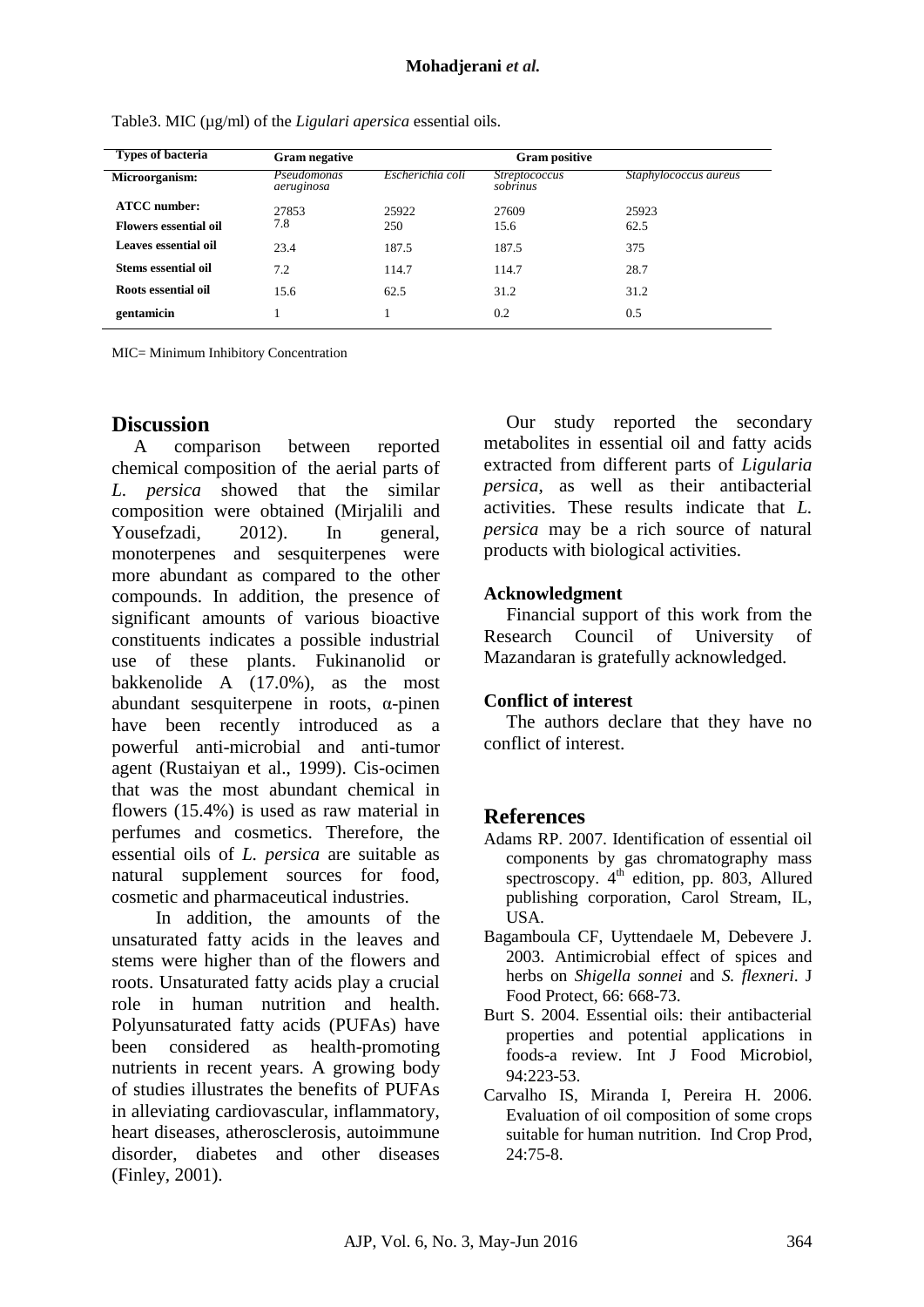Table3. MIC (µg/ml) of the *Ligulari apersica* essential oils.

| Types of bacteria | Gram negative | | Gram positive | |
|---|---|---|---|---|
| **Microorganism:** | *Pseudomonas aeruginosa* | *Escherichia coli* | *Streptococcus sobrinus* | *Staphylococcus aureus* |
| **ATCC number:** | 27853 | 25922 | 27609 | 25923 |
| **Flowers essential oil** | 7.8 | 250 | 15.6 | 62.5 |
| **Leaves essential oil** | 23.4 | 187.5 | 187.5 | 375 |
| **Stems essential oil** | 7.2 | 114.7 | 114.7 | 28.7 |
| **Roots essential oil** | 15.6 | 62.5 | 31.2 | 31.2 |
| **gentamicin** | 1 | 1 | 0.2 | 0.5 |

MIC= Minimum Inhibitory Concentration

## Discussion

A comparison between reported chemical composition of the aerial parts of *L. persica* showed that the similar composition were obtained (Mirjalili and Yousefzadi, 2012). In general, monoterpenes and sesquiterpenes were more abundant as compared to the other compounds. In addition, the presence of significant amounts of various bioactive constituents indicates a possible industrial use of these plants. Fukinanolid or bakkenolide A (17.0%), as the most abundant sesquiterpene in roots, α-pinen have been recently introduced as a powerful anti-microbial and anti-tumor agent (Rustaiyan et al., 1999). Cis-ocimen that was the most abundant chemical in flowers (15.4%) is used as raw material in perfumes and cosmetics. Therefore, the essential oils of *L. persica* are suitable as natural supplement sources for food, cosmetic and pharmaceutical industries.

In addition, the amounts of the unsaturated fatty acids in the leaves and stems were higher than of the flowers and roots. Unsaturated fatty acids play a crucial role in human nutrition and health. Polyunsaturated fatty acids (PUFAs) have been considered as health-promoting nutrients in recent years. A growing body of studies illustrates the benefits of PUFAs in alleviating cardiovascular, inflammatory, heart diseases, atherosclerosis, autoimmune disorder, diabetes and other diseases (Finley, 2001).

Our study reported the secondary metabolites in essential oil and fatty acids extracted from different parts of *Ligularia persica*, as well as their antibacterial activities. These results indicate that *L. persica* may be a rich source of natural products with biological activities.

### Acknowledgment

Financial support of this work from the Research Council of University of Mazandaran is gratefully acknowledged.

### Conflict of interest

The authors declare that they have no conflict of interest.

## References

Adams RP. 2007. Identification of essential oil components by gas chromatography mass spectroscopy. 4th edition, pp. 803, Allured publishing corporation, Carol Stream, IL, USA.

Bagamboula CF, Uyttendaele M, Debevere J. 2003. Antimicrobial effect of spices and herbs on *Shigella sonnei* and *S. flexneri*. J Food Protect, 66: 668-73.

Burt S. 2004. Essential oils: their antibacterial properties and potential applications in foods-a review. Int J Food Microbiol, 94:223-53.

Carvalho IS, Miranda I, Pereira H. 2006. Evaluation of oil composition of some crops suitable for human nutrition. Ind Crop Prod, 24:75-8.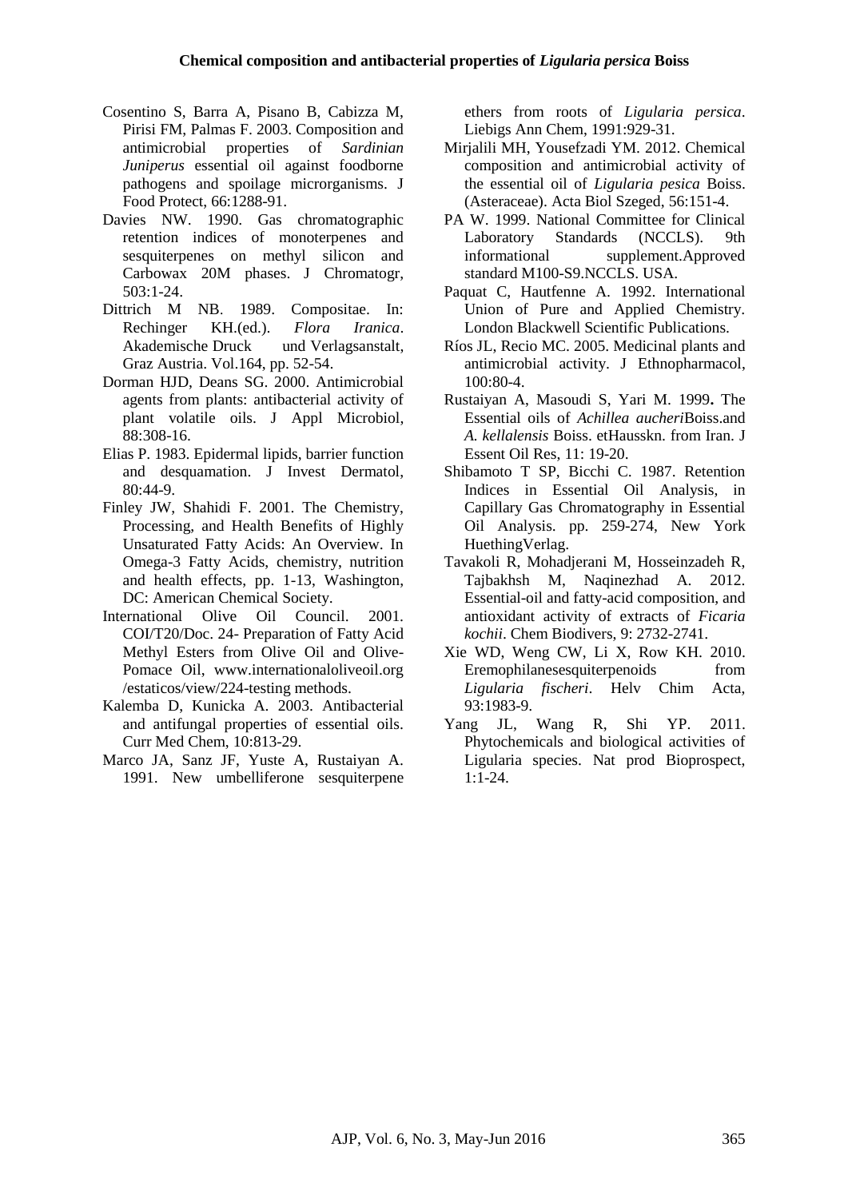Cosentino S, Barra A, Pisano B, Cabizza M, Pirisi FM, Palmas F. 2003. Composition and antimicrobial properties of *Sardinian Juniperus* essential oil against foodborne pathogens and spoilage microrganisms. J Food Protect, 66:1288-91.

Davies NW. 1990. Gas chromatographic retention indices of monoterpenes and sesquiterpenes on methyl silicon and Carbowax 20M phases. J Chromatogr, 503:1-24.

Dittrich M NB. 1989. Compositae. In: Rechinger KH.(ed.). *Flora Iranica*. Akademische Druck und Verlagsanstalt, Graz Austria. Vol.164, pp. 52-54.

Dorman HJD, Deans SG. 2000. Antimicrobial agents from plants: antibacterial activity of plant volatile oils. J Appl Microbiol, 88:308-16.

Elias P. 1983. Epidermal lipids, barrier function and desquamation. J Invest Dermatol, 80:44-9.

Finley JW, Shahidi F. 2001. The Chemistry, Processing, and Health Benefits of Highly Unsaturated Fatty Acids: An Overview. In Omega-3 Fatty Acids, chemistry, nutrition and health effects, pp. 1-13, Washington, DC: American Chemical Society.

International Olive Oil Council. 2001. COI/T20/Doc. 24- Preparation of Fatty Acid Methyl Esters from Olive Oil and Olive-Pomace Oil, www.internationaloliveoil.org /estaticos/view/224-testing methods.

Kalemba D, Kunicka A. 2003. Antibacterial and antifungal properties of essential oils. Curr Med Chem, 10:813-29.

Marco JA, Sanz JF, Yuste A, Rustaiyan A. 1991. New umbelliferone sesquiterpene ethers from roots of *Ligularia persica*. Liebigs Ann Chem, 1991:929-31.

Mirjalili MH, Yousefzadi YM. 2012. Chemical composition and antimicrobial activity of the essential oil of *Ligularia pesica* Boiss. (Asteraceae). Acta Biol Szeged, 56:151-4.

PA W. 1999. National Committee for Clinical Laboratory Standards (NCCLS). 9th informational supplement.Approved standard M100-S9.NCCLS. USA.

Paquat C, Hautfenne A. 1992. International Union of Pure and Applied Chemistry. London Blackwell Scientific Publications.

Ríos JL, Recio MC. 2005. Medicinal plants and antimicrobial activity. J Ethnopharmacol, 100:80-4.

Rustaiyan A, Masoudi S, Yari M. 1999**.** The Essential oils of *Achillea aucheri*Boiss.and *A. kellalensis* Boiss. etHausskn. from Iran. J Essent Oil Res, 11: 19-20.

Shibamoto T SP, Bicchi C. 1987. Retention Indices in Essential Oil Analysis, in Capillary Gas Chromatography in Essential Oil Analysis. pp. 259-274, New York HuethingVerlag.

Tavakoli R, Mohadjerani M, Hosseinzadeh R, Tajbakhsh M, Naqinezhad A. 2012. Essential-oil and fatty-acid composition, and antioxidant activity of extracts of *Ficaria kochii*. Chem Biodivers, 9: 2732-2741.

Xie WD, Weng CW, Li X, Row KH. 2010. Eremophilanesesquiterpenoids from *Ligularia fischeri*. Helv Chim Acta, 93:1983-9.

Yang JL, Wang R, Shi YP. 2011. Phytochemicals and biological activities of Ligularia species. Nat prod Bioprospect, 1:1-24.